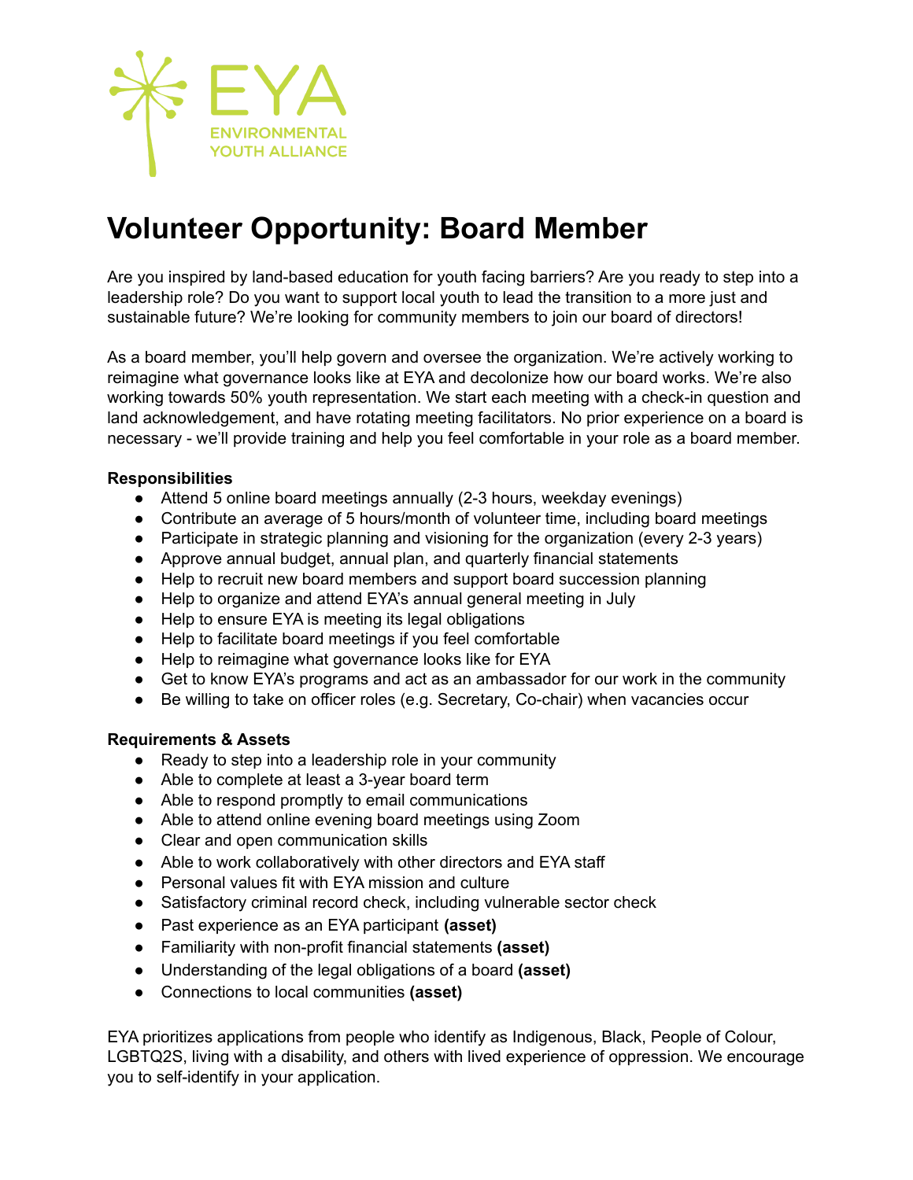EYA
ENVIRONMENTAL YOUTH ALLIANCE

# Volunteer Opportunity: Board Member

Are you inspired by land-based education for youth facing barriers? Are you ready to step into a leadership role? Do you want to support local youth to lead the transition to a more just and sustainable future? We're looking for community members to join our board of directors!

As a board member, you'll help govern and oversee the organization. We're actively working to reimagine what governance looks like at EYA and decolonize how our board works. We're also working towards 50% youth representation. We start each meeting with a check-in question and land acknowledgement, and have rotating meeting facilitators. No prior experience on a board is necessary - we'll provide training and help you feel comfortable in your role as a board member.

**Responsibilities**

- Attend 5 online board meetings annually (2-3 hours, weekday evenings)
- Contribute an average of 5 hours/month of volunteer time, including board meetings
- Participate in strategic planning and visioning for the organization (every 2-3 years)
- Approve annual budget, annual plan, and quarterly financial statements
- Help to recruit new board members and support board succession planning
- Help to organize and attend EYA's annual general meeting in July
- Help to ensure EYA is meeting its legal obligations
- Help to facilitate board meetings if you feel comfortable
- Help to reimagine what governance looks like for EYA
- Get to know EYA's programs and act as an ambassador for our work in the community
- Be willing to take on officer roles (e.g. Secretary, Co-chair) when vacancies occur

**Requirements & Assets**

- Ready to step into a leadership role in your community
- Able to complete at least a 3-year board term
- Able to respond promptly to email communications
- Able to attend online evening board meetings using Zoom
- Clear and open communication skills
- Able to work collaboratively with other directors and EYA staff
- Personal values fit with EYA mission and culture
- Satisfactory criminal record check, including vulnerable sector check
- Past experience as an EYA participant **(asset)**
- Familiarity with non-profit financial statements **(asset)**
- Understanding of the legal obligations of a board **(asset)**
- Connections to local communities **(asset)**

EYA prioritizes applications from people who identify as Indigenous, Black, People of Colour, LGBTQ2S, living with a disability, and others with lived experience of oppression. We encourage you to self-identify in your application.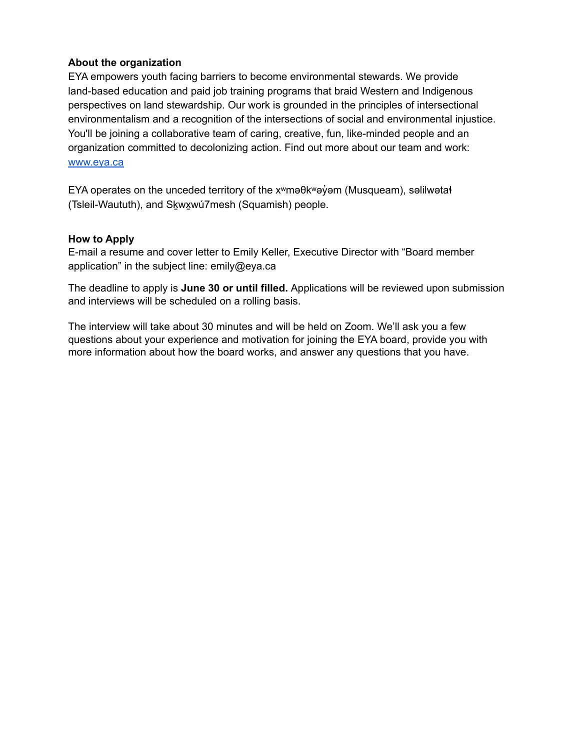**About the organization**

EYA empowers youth facing barriers to become environmental stewards. We provide land-based education and paid job training programs that braid Western and Indigenous perspectives on land stewardship. Our work is grounded in the principles of intersectional environmentalism and a recognition of the intersections of social and environmental injustice. You'll be joining a collaborative team of caring, creative, fun, like-minded people and an organization committed to decolonizing action. Find out more about our team and work: [www.eya.ca](www.eya.ca)

EYA operates on the unceded territory of the xʷməθkʷəy̓əm (Musqueam), səlilwətaɬ (Tsleil-Waututh), and Sḵwx̱wú7mesh (Squamish) people.

**How to Apply**

E-mail a resume and cover letter to Emily Keller, Executive Director with "Board member application" in the subject line: emily@eya.ca

The deadline to apply is **June 30 or until filled.** Applications will be reviewed upon submission and interviews will be scheduled on a rolling basis.

The interview will take about 30 minutes and will be held on Zoom. We'll ask you a few questions about your experience and motivation for joining the EYA board, provide you with more information about how the board works, and answer any questions that you have.